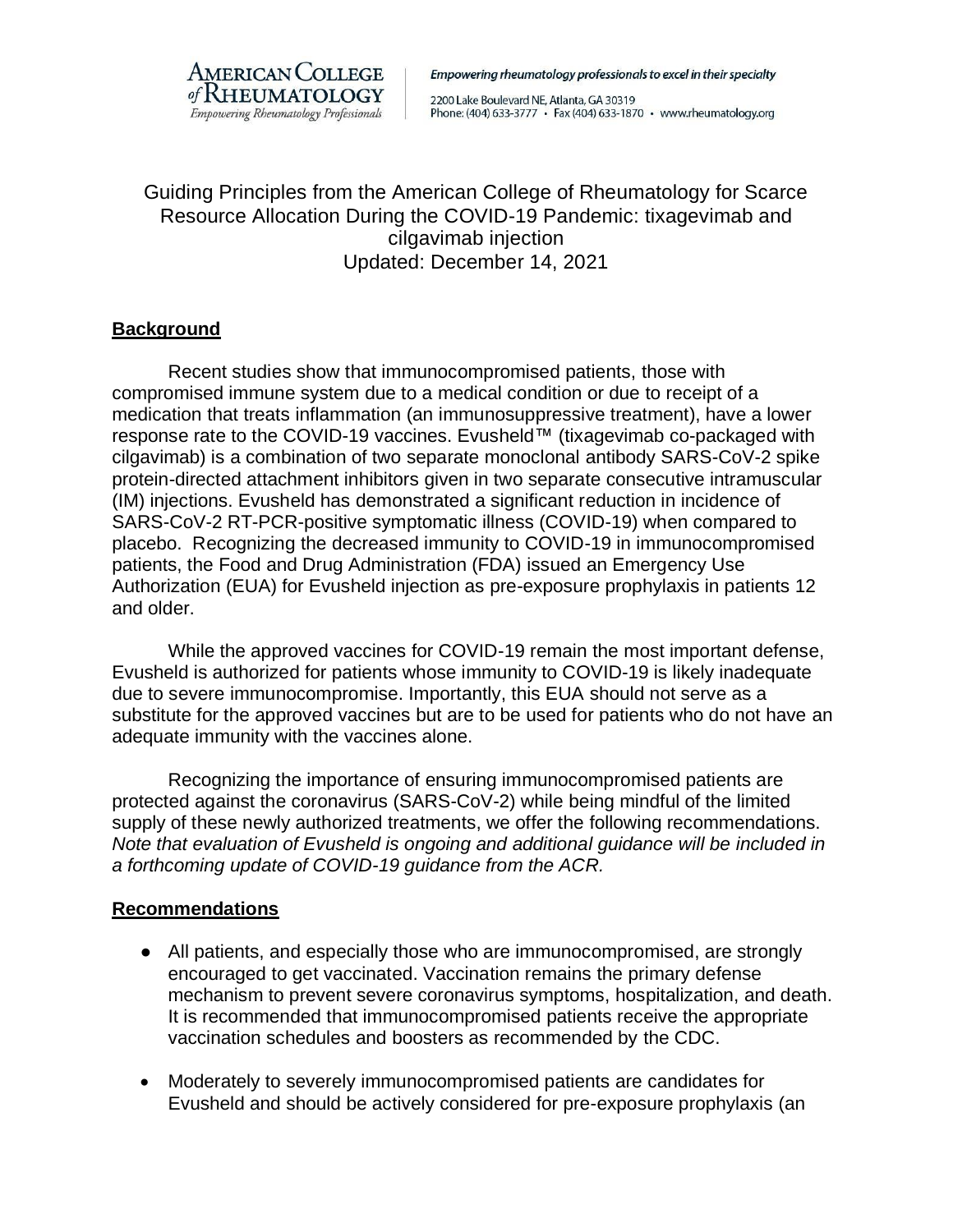AMERICAN COLLEGE of RHEUMATOLOGY
*Empowering Rheumatology Professionals*

*Empowering rheumatology professionals to excel in their specialty*

2200 Lake Boulevard NE, Atlanta, GA 30319
Phone: (404) 633-3777 • Fax (404) 633-1870 • www.rheumatology.org

# Guiding Principles from the American College of Rheumatology for Scarce Resource Allocation During the COVID-19 Pandemic: tixagevimab and cilgavimab injection

Updated: December 14, 2021

## Background

Recent studies show that immunocompromised patients, those with compromised immune system due to a medical condition or due to receipt of a medication that treats inflammation (an immunosuppressive treatment), have a lower response rate to the COVID-19 vaccines. Evusheld™ (tixagevimab co-packaged with cilgavimab) is a combination of two separate monoclonal antibody SARS-CoV-2 spike protein-directed attachment inhibitors given in two separate consecutive intramuscular (IM) injections. Evusheld has demonstrated a significant reduction in incidence of SARS-CoV-2 RT-PCR-positive symptomatic illness (COVID-19) when compared to placebo. Recognizing the decreased immunity to COVID-19 in immunocompromised patients, the Food and Drug Administration (FDA) issued an Emergency Use Authorization (EUA) for Evusheld injection as pre-exposure prophylaxis in patients 12 and older.

While the approved vaccines for COVID-19 remain the most important defense, Evusheld is authorized for patients whose immunity to COVID-19 is likely inadequate due to severe immunocompromise. Importantly, this EUA should not serve as a substitute for the approved vaccines but are to be used for patients who do not have an adequate immunity with the vaccines alone.

Recognizing the importance of ensuring immunocompromised patients are protected against the coronavirus (SARS-CoV-2) while being mindful of the limited supply of these newly authorized treatments, we offer the following recommendations. *Note that evaluation of Evusheld is ongoing and additional guidance will be included in a forthcoming update of COVID-19 guidance from the ACR.*

## Recommendations

- All patients, and especially those who are immunocompromised, are strongly encouraged to get vaccinated. Vaccination remains the primary defense mechanism to prevent severe coronavirus symptoms, hospitalization, and death. It is recommended that immunocompromised patients receive the appropriate vaccination schedules and boosters as recommended by the CDC.
- Moderately to severely immunocompromised patients are candidates for Evusheld and should be actively considered for pre-exposure prophylaxis (an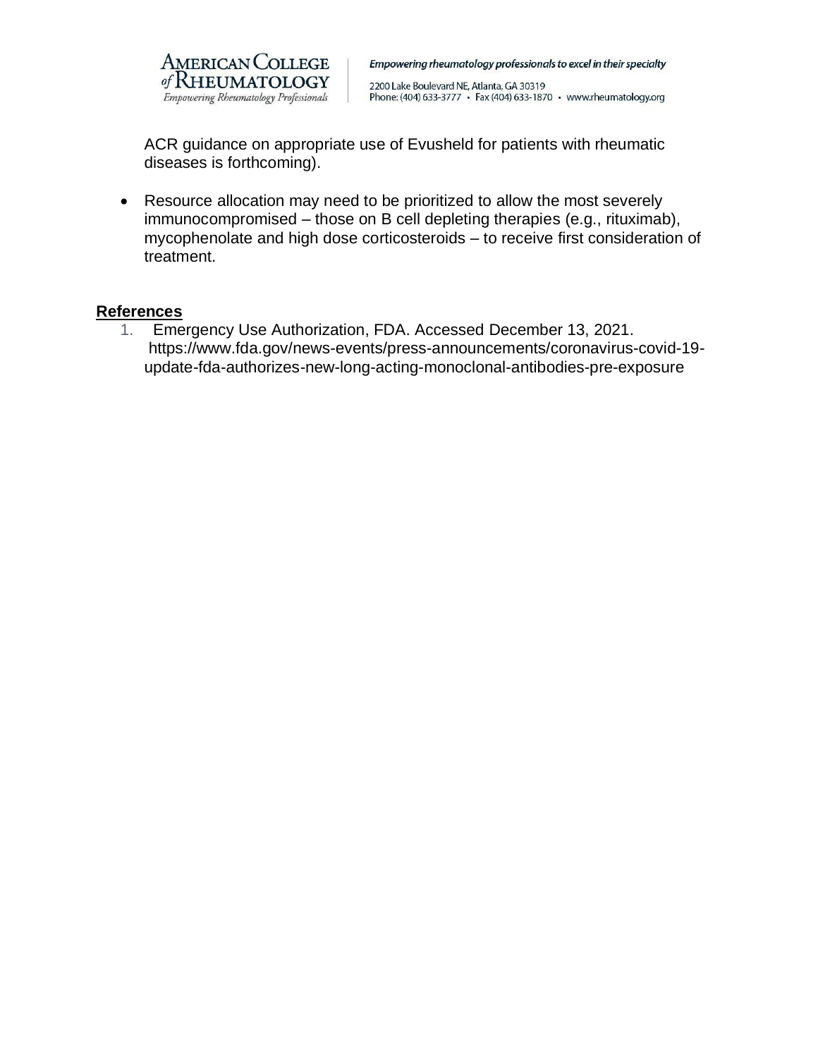ACR guidance on appropriate use of Evusheld for patients with rheumatic diseases is forthcoming).

- Resource allocation may need to be prioritized to allow the most severely immunocompromised – those on B cell depleting therapies (e.g., rituximab), mycophenolate and high dose corticosteroids – to receive first consideration of treatment.

## References

1. Emergency Use Authorization, FDA. Accessed December 13, 2021. https://www.fda.gov/news-events/press-announcements/coronavirus-covid-19-update-fda-authorizes-new-long-acting-monoclonal-antibodies-pre-exposure